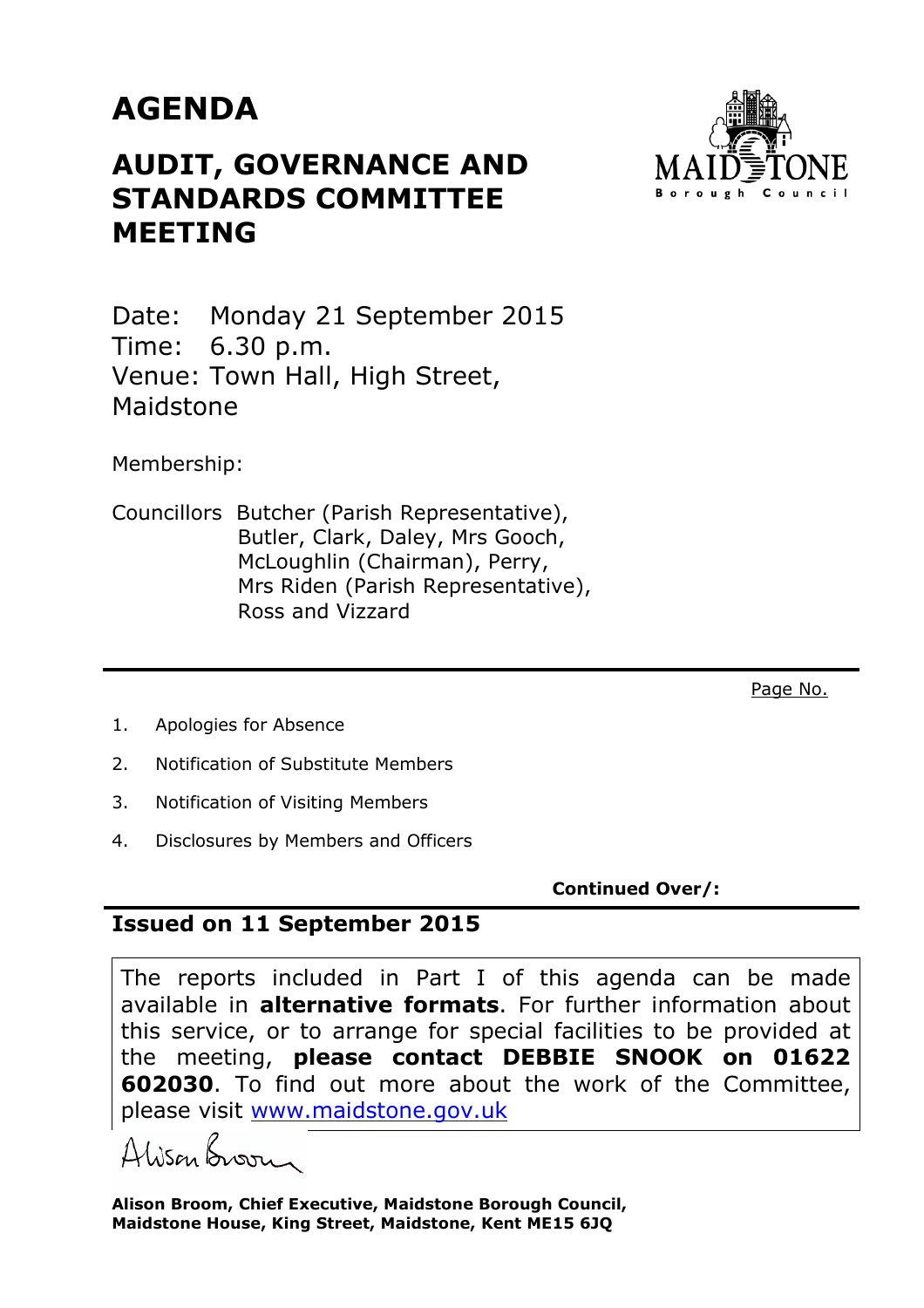# AGENDA

## AUDIT, GOVERNANCE AND STANDARDS COMMITTEE MEETING

Date: Monday 21 September 2015
Time: 6.30 p.m.
Venue: Town Hall, High Street, Maidstone

Membership:

Councillors Butcher (Parish Representative), Butler, Clark, Daley, Mrs Gooch, McLoughlin (Chairman), Perry, Mrs Riden (Parish Representative), Ross and Vizzard

Page No.

1. Apologies for Absence
2. Notification of Substitute Members
3. Notification of Visiting Members
4. Disclosures by Members and Officers

**Continued Over/:**

**Issued on 11 September 2015**

The reports included in Part I of this agenda can be made available in **alternative formats**. For further information about this service, or to arrange for special facilities to be provided at the meeting, **please contact DEBBIE SNOOK on 01622 602030**. To find out more about the work of the Committee, please visit [www.maidstone.gov.uk](http://www.maidstone.gov.uk)

Alison Broom

**Alison Broom, Chief Executive, Maidstone Borough Council, Maidstone House, King Street, Maidstone, Kent ME15 6JQ**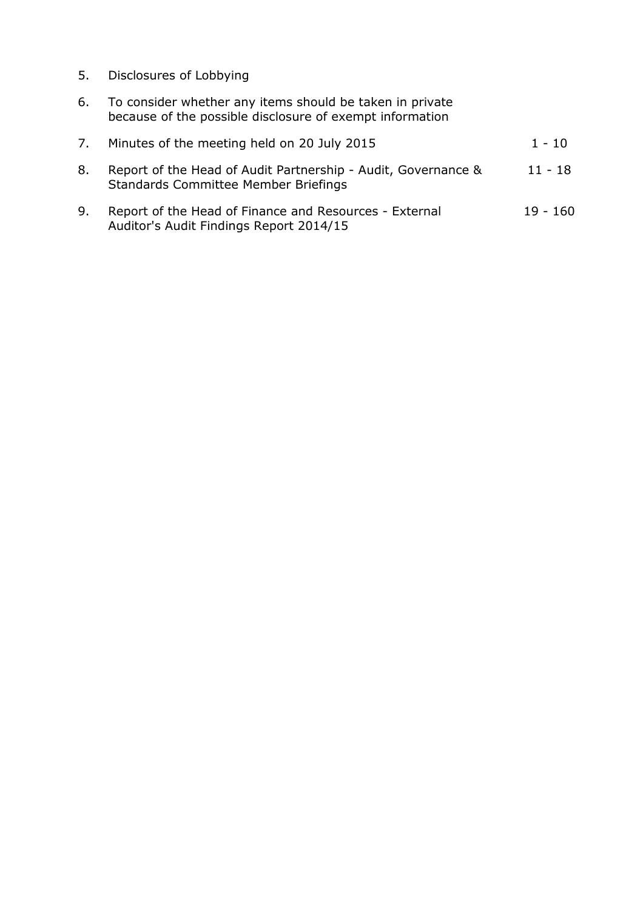5. Disclosures of Lobbying

6. To consider whether any items should be taken in private because of the possible disclosure of exempt information

7. Minutes of the meeting held on 20 July 2015 — 1 - 10

8. Report of the Head of Audit Partnership - Audit, Governance & Standards Committee Member Briefings — 11 - 18

9. Report of the Head of Finance and Resources - External Auditor's Audit Findings Report 2014/15 — 19 - 160